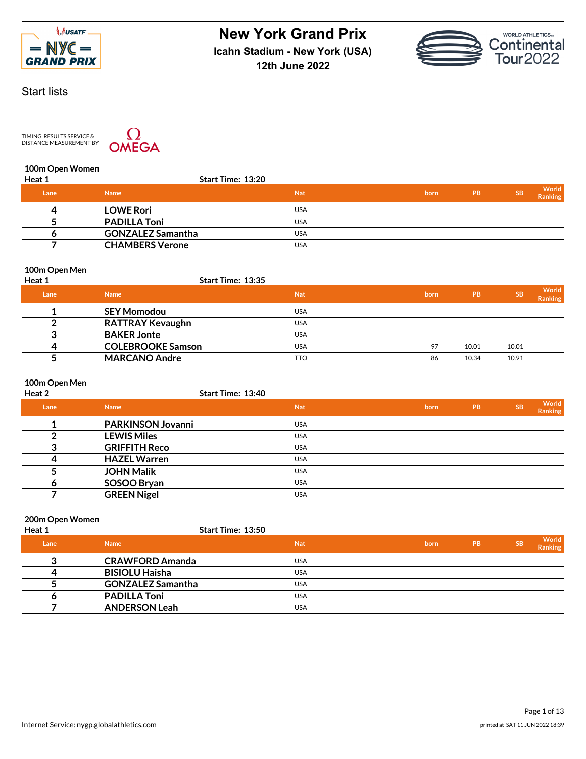# New York Grand Prix

**Icahn Stadium - New York (USA)**

**12th June 2022**

## Start lists

TIMING, RESULTS SERVICE & DISTANCE MEASUREMENT BY OMEGA

### 100m Open Women

**Heat 1** Start Time: 13:20

| Lane | Name | Nat | born | PB | SB | World Ranking |
|---|---|---|---|---|---|---|
| 4 | LOWE Rori | USA | | | | |
| 5 | PADILLA Toni | USA | | | | |
| 6 | GONZALEZ Samantha | USA | | | | |
| 7 | CHAMBERS Verone | USA | | | | |

### 100m Open Men

**Heat 1** Start Time: 13:35

| Lane | Name | Nat | born | PB | SB | World Ranking |
|---|---|---|---|---|---|---|
| 1 | SEY Momodou | USA | | | | |
| 2 | RATTRAY Kevaughn | USA | | | | |
| 3 | BAKER Jonte | USA | | | | |
| 4 | COLEBROOKE Samson | USA | 97 | 10.01 | 10.01 | |
| 5 | MARCANO Andre | TTO | 86 | 10.34 | 10.91 | |

### 100m Open Men

**Heat 2** Start Time: 13:40

| Lane | Name | Nat | born | PB | SB | World Ranking |
|---|---|---|---|---|---|---|
| 1 | PARKINSON Jovanni | USA | | | | |
| 2 | LEWIS Miles | USA | | | | |
| 3 | GRIFFITH Reco | USA | | | | |
| 4 | HAZEL Warren | USA | | | | |
| 5 | JOHN Malik | USA | | | | |
| 6 | SOSOO Bryan | USA | | | | |
| 7 | GREEN Nigel | USA | | | | |

### 200m Open Women

**Heat 1** Start Time: 13:50

| Lane | Name | Nat | born | PB | SB | World Ranking |
|---|---|---|---|---|---|---|
| 3 | CRAWFORD Amanda | USA | | | | |
| 4 | BISIOLU Haisha | USA | | | | |
| 5 | GONZALEZ Samantha | USA | | | | |
| 6 | PADILLA Toni | USA | | | | |
| 7 | ANDERSON Leah | USA | | | | |

Internet Service: nygp.globalathletics.com

printed at SAT 11 JUN 2022 18:39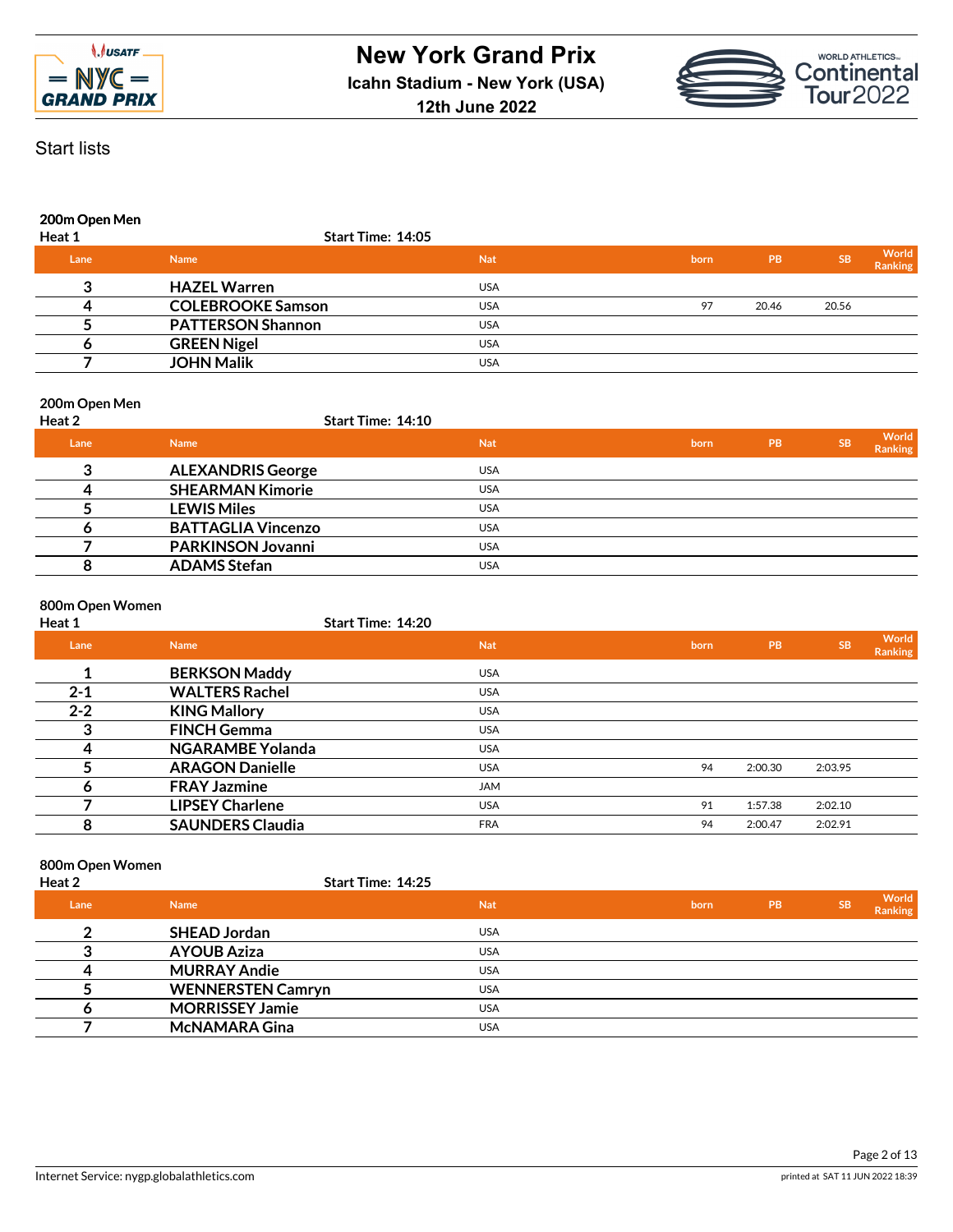# New York Grand Prix

**Icahn Stadium - New York (USA)**

**12th June 2022**

Start lists

### 200m Open Men

**Heat 1** Start Time: 14:05

| Lane | Name | Nat | born | PB | SB | World Ranking |
|---|---|---|---|---|---|---|
| 3 | **HAZEL Warren** | USA | | | | |
| 4 | **COLEBROOKE Samson** | USA | 97 | 20.46 | 20.56 | |
| 5 | **PATTERSON Shannon** | USA | | | | |
| 6 | **GREEN Nigel** | USA | | | | |
| 7 | **JOHN Malik** | USA | | | | |

### 200m Open Men

**Heat 2** Start Time: 14:10

| Lane | Name | Nat | born | PB | SB | World Ranking |
|---|---|---|---|---|---|---|
| 3 | **ALEXANDRIS George** | USA | | | | |
| 4 | **SHEARMAN Kimorie** | USA | | | | |
| 5 | **LEWIS Miles** | USA | | | | |
| 6 | **BATTAGLIA Vincenzo** | USA | | | | |
| 7 | **PARKINSON Jovanni** | USA | | | | |
| 8 | **ADAMS Stefan** | USA | | | | |

### 800m Open Women

**Heat 1** Start Time: 14:20

| Lane | Name | Nat | born | PB | SB | World Ranking |
|---|---|---|---|---|---|---|
| 1 | **BERKSON Maddy** | USA | | | | |
| 2-1 | **WALTERS Rachel** | USA | | | | |
| 2-2 | **KING Mallory** | USA | | | | |
| 3 | **FINCH Gemma** | USA | | | | |
| 4 | **NGARAMBE Yolanda** | USA | | | | |
| 5 | **ARAGON Danielle** | USA | 94 | 2:00.30 | 2:03.95 | |
| 6 | **FRAY Jazmine** | JAM | | | | |
| 7 | **LIPSEY Charlene** | USA | 91 | 1:57.38 | 2:02.10 | |
| 8 | **SAUNDERS Claudia** | FRA | 94 | 2:00.47 | 2:02.91 | |

### 800m Open Women

**Heat 2** Start Time: 14:25

| Lane | Name | Nat | born | PB | SB | World Ranking |
|---|---|---|---|---|---|---|
| 2 | **SHEAD Jordan** | USA | | | | |
| 3 | **AYOUB Aziza** | USA | | | | |
| 4 | **MURRAY Andie** | USA | | | | |
| 5 | **WENNERSTEN Camryn** | USA | | | | |
| 6 | **MORRISSEY Jamie** | USA | | | | |
| 7 | **McNAMARA Gina** | USA | | | | |

Internet Service: nygp.globalathletics.com

printed at SAT 11 JUN 2022 18:39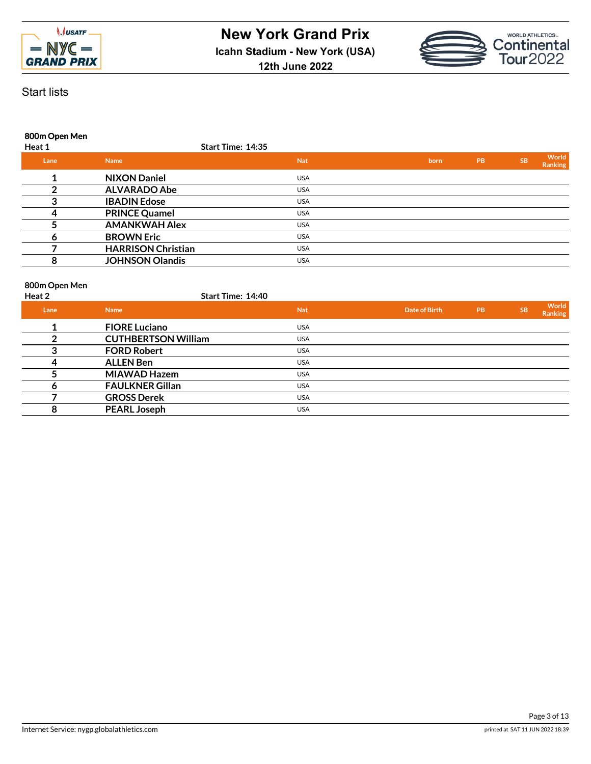# New York Grand Prix

**Icahn Stadium - New York (USA)**

**12th June 2022**

Start lists

### 800m Open Men

**Heat 1** **Start Time: 14:35**

| Lane | Name | Nat | born | PB | SB | World Ranking |
|---|---|---|---|---|---|---|
| 1 | **NIXON Daniel** | USA | | | | |
| 2 | **ALVARADO Abe** | USA | | | | |
| 3 | **IBADIN Edose** | USA | | | | |
| 4 | **PRINCE Quamel** | USA | | | | |
| 5 | **AMANKWAH Alex** | USA | | | | |
| 6 | **BROWN Eric** | USA | | | | |
| 7 | **HARRISON Christian** | USA | | | | |
| 8 | **JOHNSON Olandis** | USA | | | | |

### 800m Open Men

**Heat 2** **Start Time: 14:40**

| Lane | Name | Nat | Date of Birth | PB | SB | World Ranking |
|---|---|---|---|---|---|---|
| 1 | **FIORE Luciano** | USA | | | | |
| 2 | **CUTHBERTSON William** | USA | | | | |
| 3 | **FORD Robert** | USA | | | | |
| 4 | **ALLEN Ben** | USA | | | | |
| 5 | **MIAWAD Hazem** | USA | | | | |
| 6 | **FAULKNER Gillan** | USA | | | | |
| 7 | **GROSS Derek** | USA | | | | |
| 8 | **PEARL Joseph** | USA | | | | |

Internet Service: nygp.globalathletics.com

printed at SAT 11 JUN 2022 18:39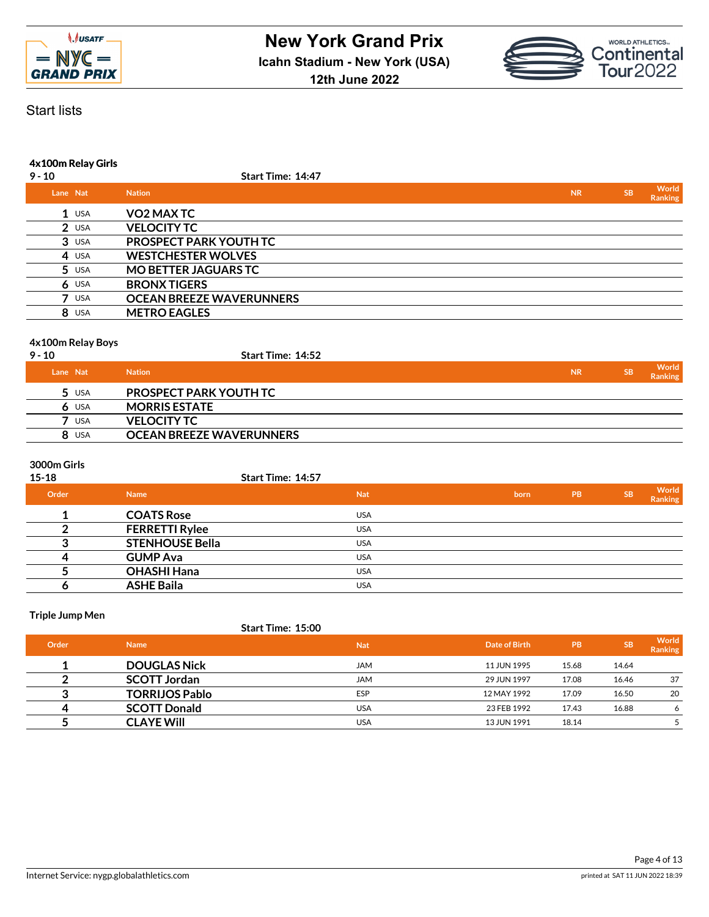# New York Grand Prix

**Icahn Stadium - New York (USA)**

**12th June 2022**

Start lists

### 4x100m Relay Girls

**9 - 10** — **Start Time: 14:47**

| Lane | Nat | Nation | NR | SB | World Ranking |
|---|---|---|---|---|---|
| 1 | USA | **VO2 MAX TC** | | | |
| 2 | USA | **VELOCITY TC** | | | |
| 3 | USA | **PROSPECT PARK YOUTH TC** | | | |
| 4 | USA | **WESTCHESTER WOLVES** | | | |
| 5 | USA | **MO BETTER JAGUARS TC** | | | |
| 6 | USA | **BRONX TIGERS** | | | |
| 7 | USA | **OCEAN BREEZE WAVERUNNERS** | | | |
| 8 | USA | **METRO EAGLES** | | | |

### 4x100m Relay Boys

**9 - 10** — **Start Time: 14:52**

| Lane | Nat | Nation | NR | SB | World Ranking |
|---|---|---|---|---|---|
| 5 | USA | **PROSPECT PARK YOUTH TC** | | | |
| 6 | USA | **MORRIS ESTATE** | | | |
| 7 | USA | **VELOCITY TC** | | | |
| 8 | USA | **OCEAN BREEZE WAVERUNNERS** | | | |

### 3000m Girls

**15-18** — **Start Time: 14:57**

| Order | Name | Nat | born | PB | SB | World Ranking |
|---|---|---|---|---|---|---|
| 1 | **COATS Rose** | USA | | | | |
| 2 | **FERRETTI Rylee** | USA | | | | |
| 3 | **STENHOUSE Bella** | USA | | | | |
| 4 | **GUMP Ava** | USA | | | | |
| 5 | **OHASHI Hana** | USA | | | | |
| 6 | **ASHE Baila** | USA | | | | |

### Triple Jump Men

**Start Time: 15:00**

| Order | Name | Nat | Date of Birth | PB | SB | World Ranking |
|---|---|---|---|---|---|---|
| 1 | **DOUGLAS Nick** | JAM | 11 JUN 1995 | 15.68 | 14.64 | |
| 2 | **SCOTT Jordan** | JAM | 29 JUN 1997 | 17.08 | 16.46 | 37 |
| 3 | **TORRIJOS Pablo** | ESP | 12 MAY 1992 | 17.09 | 16.50 | 20 |
| 4 | **SCOTT Donald** | USA | 23 FEB 1992 | 17.43 | 16.88 | 6 |
| 5 | **CLAYE Will** | USA | 13 JUN 1991 | 18.14 | | 5 |

Internet Service: nygp.globalathletics.com

printed at SAT 11 JUN 2022 18:39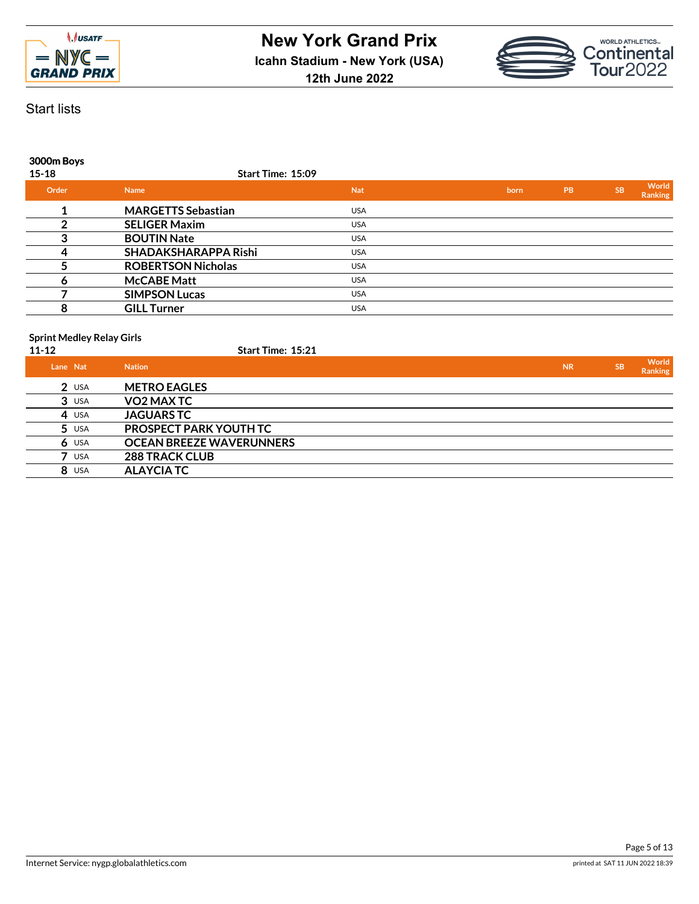# New York Grand Prix

**Icahn Stadium - New York (USA)**

**12th June 2022**

Start lists

### 3000m Boys

**15-18** **Start Time: 15:09**

| Order | Name | Nat | born | PB | SB | World Ranking |
|---|---|---|---|---|---|---|
| 1 | MARGETTS Sebastian | USA | | | | |
| 2 | SELIGER Maxim | USA | | | | |
| 3 | BOUTIN Nate | USA | | | | |
| 4 | SHADAKSHARAPPA Rishi | USA | | | | |
| 5 | ROBERTSON Nicholas | USA | | | | |
| 6 | McCABE Matt | USA | | | | |
| 7 | SIMPSON Lucas | USA | | | | |
| 8 | GILL Turner | USA | | | | |

### Sprint Medley Relay Girls

**11-12** **Start Time: 15:21**

| Lane | Nat | Nation | NR | SB | World Ranking |
|---|---|---|---|---|---|
| 2 | USA | METRO EAGLES | | | |
| 3 | USA | VO2 MAX TC | | | |
| 4 | USA | JAGUARS TC | | | |
| 5 | USA | PROSPECT PARK YOUTH TC | | | |
| 6 | USA | OCEAN BREEZE WAVERUNNERS | | | |
| 7 | USA | 288 TRACK CLUB | | | |
| 8 | USA | ALAYCIA TC | | | |

Internet Service: nygp.globalathletics.com

printed at SAT 11 JUN 2022 18:39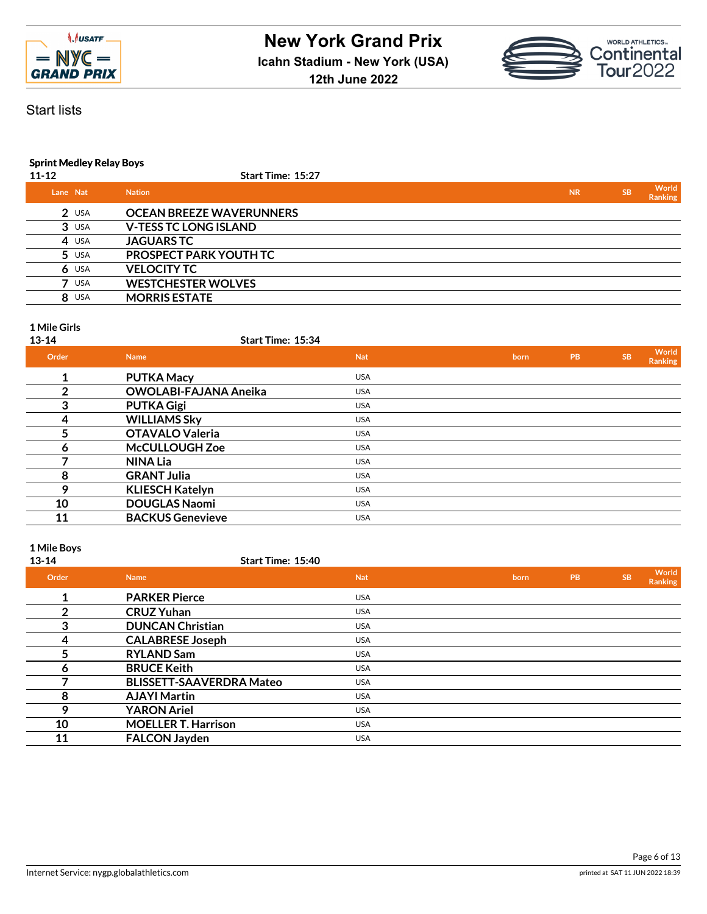# New York Grand Prix

Icahn Stadium - New York (USA)

12th June 2022

## Start lists

### Sprint Medley Relay Boys

11-12 Start Time: 15:27

| Lane | Nat | Nation | NR | SB | World Ranking |
|---|---|---|---|---|---|
| 2 | USA | **OCEAN BREEZE WAVERUNNERS** | | | |
| 3 | USA | **V-TESS TC LONG ISLAND** | | | |
| 4 | USA | **JAGUARS TC** | | | |
| 5 | USA | **PROSPECT PARK YOUTH TC** | | | |
| 6 | USA | **VELOCITY TC** | | | |
| 7 | USA | **WESTCHESTER WOLVES** | | | |
| 8 | USA | **MORRIS ESTATE** | | | |

### 1 Mile Girls

13-14 Start Time: 15:34

| Order | Name | Nat | born | PB | SB | World Ranking |
|---|---|---|---|---|---|---|
| 1 | **PUTKA Macy** | USA | | | | |
| 2 | **OWOLABI-FAJANA Aneika** | USA | | | | |
| 3 | **PUTKA Gigi** | USA | | | | |
| 4 | **WILLIAMS Sky** | USA | | | | |
| 5 | **OTAVALO Valeria** | USA | | | | |
| 6 | **McCULLOUGH Zoe** | USA | | | | |
| 7 | **NINA Lia** | USA | | | | |
| 8 | **GRANT Julia** | USA | | | | |
| 9 | **KLIESCH Katelyn** | USA | | | | |
| 10 | **DOUGLAS Naomi** | USA | | | | |
| 11 | **BACKUS Genevieve** | USA | | | | |

### 1 Mile Boys

13-14 Start Time: 15:40

| Order | Name | Nat | born | PB | SB | World Ranking |
|---|---|---|---|---|---|---|
| 1 | **PARKER Pierce** | USA | | | | |
| 2 | **CRUZ Yuhan** | USA | | | | |
| 3 | **DUNCAN Christian** | USA | | | | |
| 4 | **CALABRESE Joseph** | USA | | | | |
| 5 | **RYLAND Sam** | USA | | | | |
| 6 | **BRUCE Keith** | USA | | | | |
| 7 | **BLISSETT-SAAVERDRA Mateo** | USA | | | | |
| 8 | **AJAYI Martin** | USA | | | | |
| 9 | **YARON Ariel** | USA | | | | |
| 10 | **MOELLER T. Harrison** | USA | | | | |
| 11 | **FALCON Jayden** | USA | | | | |

Internet Service: nygp.globalathletics.com

printed at SAT 11 JUN 2022 18:39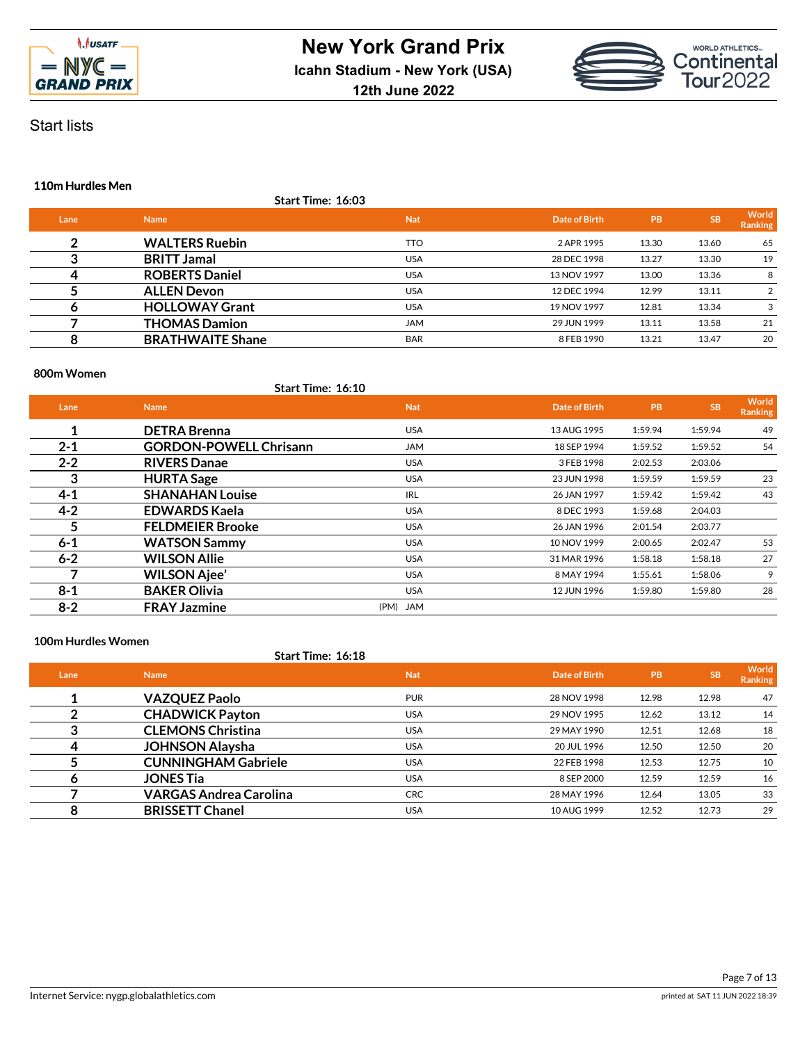# New York Grand Prix

**Icahn Stadium - New York (USA)**

**12th June 2022**

## Start lists

### 110m Hurdles Men

**Start Time: 16:03**

| Lane | Name | Nat | Date of Birth | PB | SB | World Ranking |
|---|---|---|---|---|---|---|
| 2 | **WALTERS Ruebin** | TTO | 2 APR 1995 | 13.30 | 13.60 | 65 |
| 3 | **BRITT Jamal** | USA | 28 DEC 1998 | 13.27 | 13.30 | 19 |
| 4 | **ROBERTS Daniel** | USA | 13 NOV 1997 | 13.00 | 13.36 | 8 |
| 5 | **ALLEN Devon** | USA | 12 DEC 1994 | 12.99 | 13.11 | 2 |
| 6 | **HOLLOWAY Grant** | USA | 19 NOV 1997 | 12.81 | 13.34 | 3 |
| 7 | **THOMAS Damion** | JAM | 29 JUN 1999 | 13.11 | 13.58 | 21 |
| 8 | **BRATHWAITE Shane** | BAR | 8 FEB 1990 | 13.21 | 13.47 | 20 |

### 800m Women

**Start Time: 16:10**

| Lane | Name | Nat | Date of Birth | PB | SB | World Ranking |
|---|---|---|---|---|---|---|
| 1 | **DETRA Brenna** | USA | 13 AUG 1995 | 1:59.94 | 1:59.94 | 49 |
| 2-1 | **GORDON-POWELL Chrisann** | JAM | 18 SEP 1994 | 1:59.52 | 1:59.52 | 54 |
| 2-2 | **RIVERS Danae** | USA | 3 FEB 1998 | 2:02.53 | 2:03.06 | |
| 3 | **HURTA Sage** | USA | 23 JUN 1998 | 1:59.59 | 1:59.59 | 23 |
| 4-1 | **SHANAHAN Louise** | IRL | 26 JAN 1997 | 1:59.42 | 1:59.42 | 43 |
| 4-2 | **EDWARDS Kaela** | USA | 8 DEC 1993 | 1:59.68 | 2:04.03 | |
| 5 | **FELDMEIER Brooke** | USA | 26 JAN 1996 | 2:01.54 | 2:03.77 | |
| 6-1 | **WATSON Sammy** | USA | 10 NOV 1999 | 2:00.65 | 2:02.47 | 53 |
| 6-2 | **WILSON Allie** | USA | 31 MAR 1996 | 1:58.18 | 1:58.18 | 27 |
| 7 | **WILSON Ajee'** | USA | 8 MAY 1994 | 1:55.61 | 1:58.06 | 9 |
| 8-1 | **BAKER Olivia** | USA | 12 JUN 1996 | 1:59.80 | 1:59.80 | 28 |
| 8-2 | **FRAY Jazmine** (PM) | JAM | | | | |

### 100m Hurdles Women

**Start Time: 16:18**

| Lane | Name | Nat | Date of Birth | PB | SB | World Ranking |
|---|---|---|---|---|---|---|
| 1 | **VAZQUEZ Paolo** | PUR | 28 NOV 1998 | 12.98 | 12.98 | 47 |
| 2 | **CHADWICK Payton** | USA | 29 NOV 1995 | 12.62 | 13.12 | 14 |
| 3 | **CLEMONS Christina** | USA | 29 MAY 1990 | 12.51 | 12.68 | 18 |
| 4 | **JOHNSON Alaysha** | USA | 20 JUL 1996 | 12.50 | 12.50 | 20 |
| 5 | **CUNNINGHAM Gabriele** | USA | 22 FEB 1998 | 12.53 | 12.75 | 10 |
| 6 | **JONES Tia** | USA | 8 SEP 2000 | 12.59 | 12.59 | 16 |
| 7 | **VARGAS Andrea Carolina** | CRC | 28 MAY 1996 | 12.64 | 13.05 | 33 |
| 8 | **BRISSETT Chanel** | USA | 10 AUG 1999 | 12.52 | 12.73 | 29 |

Internet Service: nygp.globalathletics.com

printed at SAT 11 JUN 2022 18:39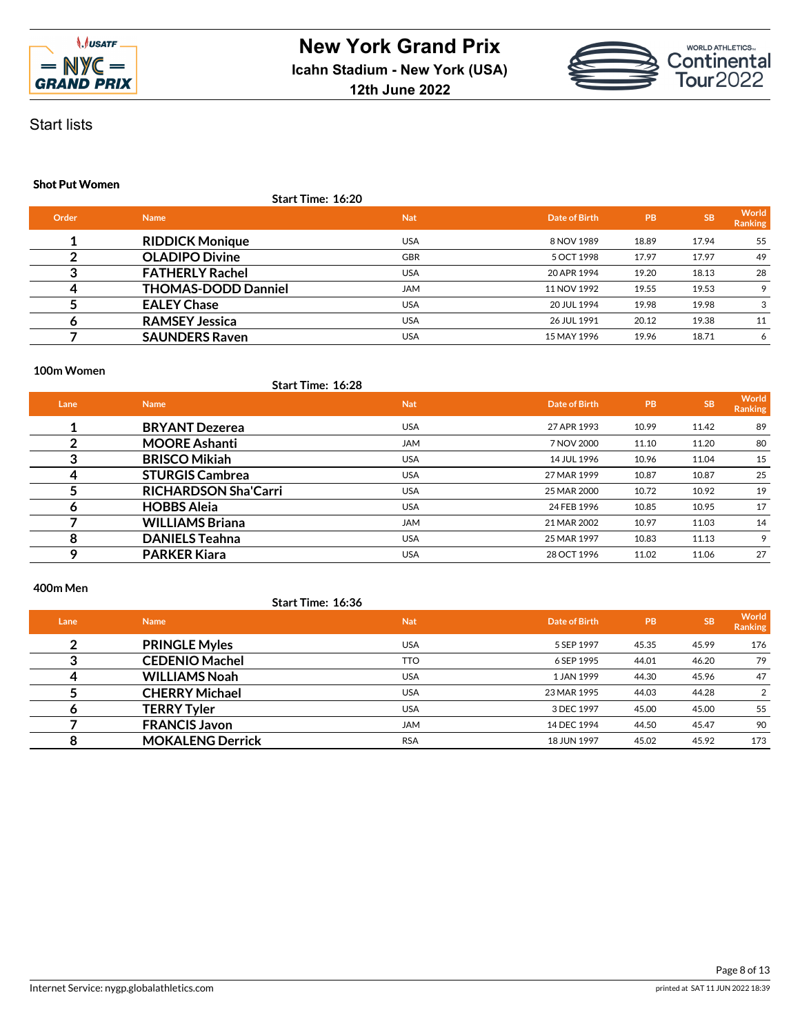# New York Grand Prix

**Icahn Stadium - New York (USA)**

**12th June 2022**

## Start lists

### Shot Put Women

**Start Time: 16:20**

| Order | Name | Nat | Date of Birth | PB | SB | World Ranking |
|---|---|---|---|---|---|---|
| 1 | **RIDDICK Monique** | USA | 8 NOV 1989 | 18.89 | 17.94 | 55 |
| 2 | **OLADIPO Divine** | GBR | 5 OCT 1998 | 17.97 | 17.97 | 49 |
| 3 | **FATHERLY Rachel** | USA | 20 APR 1994 | 19.20 | 18.13 | 28 |
| 4 | **THOMAS-DODD Danniel** | JAM | 11 NOV 1992 | 19.55 | 19.53 | 9 |
| 5 | **EALEY Chase** | USA | 20 JUL 1994 | 19.98 | 19.98 | 3 |
| 6 | **RAMSEY Jessica** | USA | 26 JUL 1991 | 20.12 | 19.38 | 11 |
| 7 | **SAUNDERS Raven** | USA | 15 MAY 1996 | 19.96 | 18.71 | 6 |

### 100m Women

**Start Time: 16:28**

| Lane | Name | Nat | Date of Birth | PB | SB | World Ranking |
|---|---|---|---|---|---|---|
| 1 | **BRYANT Dezerea** | USA | 27 APR 1993 | 10.99 | 11.42 | 89 |
| 2 | **MOORE Ashanti** | JAM | 7 NOV 2000 | 11.10 | 11.20 | 80 |
| 3 | **BRISCO Mikiah** | USA | 14 JUL 1996 | 10.96 | 11.04 | 15 |
| 4 | **STURGIS Cambrea** | USA | 27 MAR 1999 | 10.87 | 10.87 | 25 |
| 5 | **RICHARDSON Sha'Carri** | USA | 25 MAR 2000 | 10.72 | 10.92 | 19 |
| 6 | **HOBBS Aleia** | USA | 24 FEB 1996 | 10.85 | 10.95 | 17 |
| 7 | **WILLIAMS Briana** | JAM | 21 MAR 2002 | 10.97 | 11.03 | 14 |
| 8 | **DANIELS Teahna** | USA | 25 MAR 1997 | 10.83 | 11.13 | 9 |
| 9 | **PARKER Kiara** | USA | 28 OCT 1996 | 11.02 | 11.06 | 27 |

### 400m Men

**Start Time: 16:36**

| Lane | Name | Nat | Date of Birth | PB | SB | World Ranking |
|---|---|---|---|---|---|---|
| 2 | **PRINGLE Myles** | USA | 5 SEP 1997 | 45.35 | 45.99 | 176 |
| 3 | **CEDENIO Machel** | TTO | 6 SEP 1995 | 44.01 | 46.20 | 79 |
| 4 | **WILLIAMS Noah** | USA | 1 JAN 1999 | 44.30 | 45.96 | 47 |
| 5 | **CHERRY Michael** | USA | 23 MAR 1995 | 44.03 | 44.28 | 2 |
| 6 | **TERRY Tyler** | USA | 3 DEC 1997 | 45.00 | 45.00 | 55 |
| 7 | **FRANCIS Javon** | JAM | 14 DEC 1994 | 44.50 | 45.47 | 90 |
| 8 | **MOKALENG Derrick** | RSA | 18 JUN 1997 | 45.02 | 45.92 | 173 |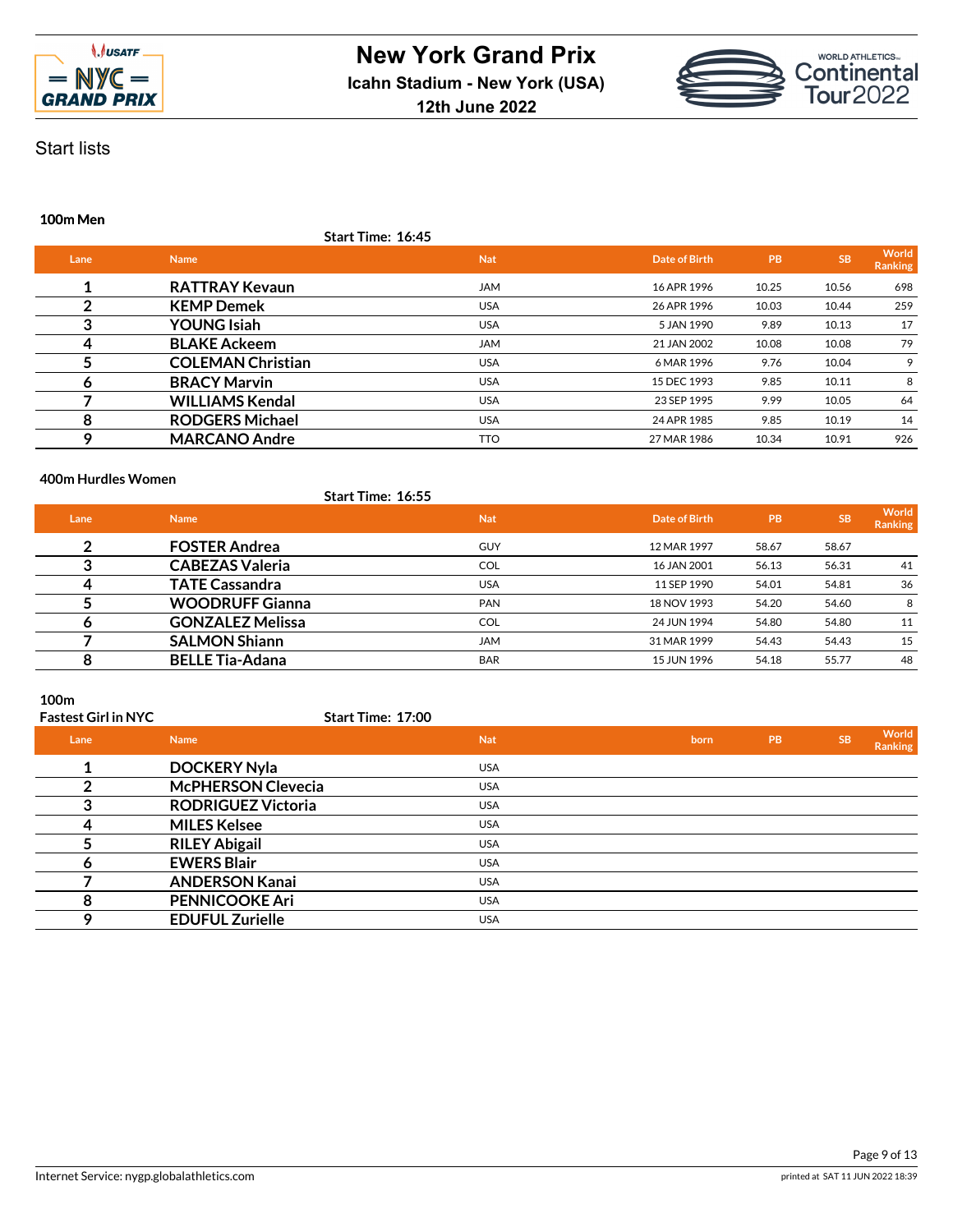# New York Grand Prix

**Icahn Stadium - New York (USA)**

**12th June 2022**

Start lists

### 100m Men

**Start Time: 16:45**

| Lane | Name | Nat | Date of Birth | PB | SB | World Ranking |
|---|---|---|---|---|---|---|
| 1 | **RATTRAY Kevaun** | JAM | 16 APR 1996 | 10.25 | 10.56 | 698 |
| 2 | **KEMP Demek** | USA | 26 APR 1996 | 10.03 | 10.44 | 259 |
| 3 | **YOUNG Isiah** | USA | 5 JAN 1990 | 9.89 | 10.13 | 17 |
| 4 | **BLAKE Ackeem** | JAM | 21 JAN 2002 | 10.08 | 10.08 | 79 |
| 5 | **COLEMAN Christian** | USA | 6 MAR 1996 | 9.76 | 10.04 | 9 |
| 6 | **BRACY Marvin** | USA | 15 DEC 1993 | 9.85 | 10.11 | 8 |
| 7 | **WILLIAMS Kendal** | USA | 23 SEP 1995 | 9.99 | 10.05 | 64 |
| 8 | **RODGERS Michael** | USA | 24 APR 1985 | 9.85 | 10.19 | 14 |
| 9 | **MARCANO Andre** | TTO | 27 MAR 1986 | 10.34 | 10.91 | 926 |

### 400m Hurdles Women

**Start Time: 16:55**

| Lane | Name | Nat | Date of Birth | PB | SB | World Ranking |
|---|---|---|---|---|---|---|
| 2 | **FOSTER Andrea** | GUY | 12 MAR 1997 | 58.67 | 58.67 | |
| 3 | **CABEZAS Valeria** | COL | 16 JAN 2001 | 56.13 | 56.31 | 41 |
| 4 | **TATE Cassandra** | USA | 11 SEP 1990 | 54.01 | 54.81 | 36 |
| 5 | **WOODRUFF Gianna** | PAN | 18 NOV 1993 | 54.20 | 54.60 | 8 |
| 6 | **GONZALEZ Melissa** | COL | 24 JUN 1994 | 54.80 | 54.80 | 11 |
| 7 | **SALMON Shiann** | JAM | 31 MAR 1999 | 54.43 | 54.43 | 15 |
| 8 | **BELLE Tia-Adana** | BAR | 15 JUN 1996 | 54.18 | 55.77 | 48 |

### 100m

**Fastest Girl in NYC**

**Start Time: 17:00**

| Lane | Name | Nat | born | PB | SB | World Ranking |
|---|---|---|---|---|---|---|
| 1 | **DOCKERY Nyla** | USA | | | | |
| 2 | **McPHERSON Clevecia** | USA | | | | |
| 3 | **RODRIGUEZ Victoria** | USA | | | | |
| 4 | **MILES Kelsee** | USA | | | | |
| 5 | **RILEY Abigail** | USA | | | | |
| 6 | **EWERS Blair** | USA | | | | |
| 7 | **ANDERSON Kanai** | USA | | | | |
| 8 | **PENNICOOKE Ari** | USA | | | | |
| 9 | **EDUFUL Zurielle** | USA | | | | |

Internet Service: nygp.globalathletics.com

printed at SAT 11 JUN 2022 18:39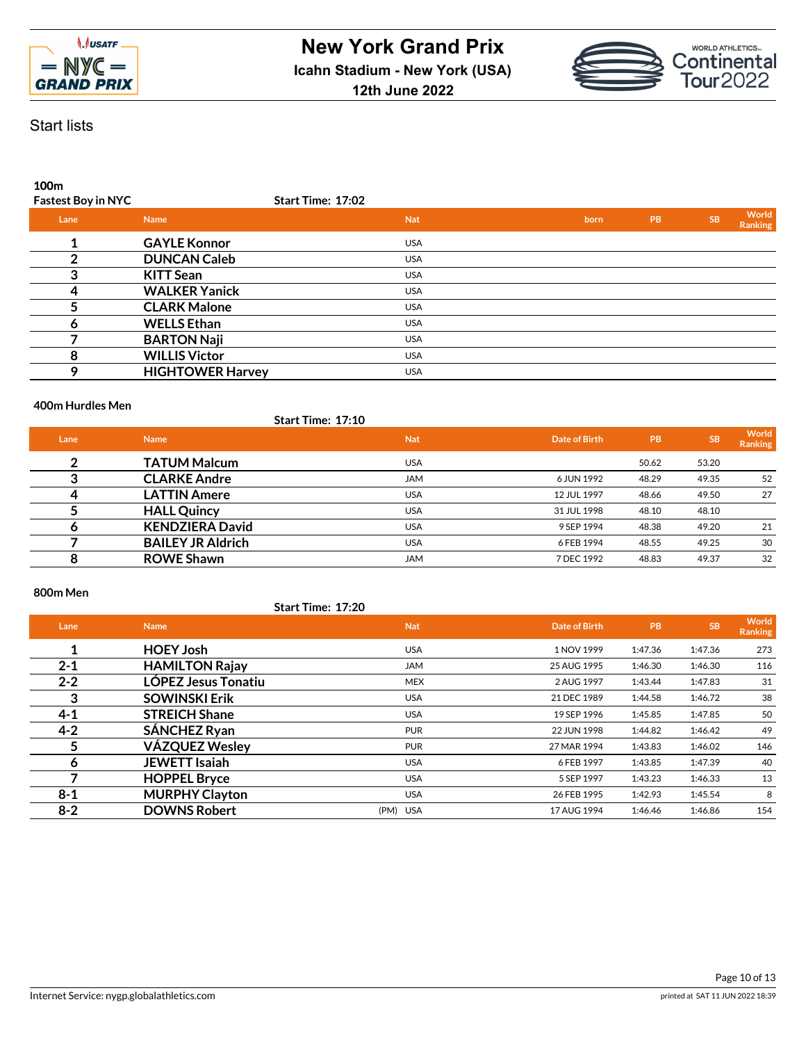# New York Grand Prix

**Icahn Stadium - New York (USA)**

**12th June 2022**

Start lists

## 100m

**Fastest Boy in NYC** — **Start Time: 17:02**

| Lane | Name | Nat | born | PB | SB | World Ranking |
|---|---|---|---|---|---|---|
| 1 | **GAYLE Konnor** | USA | | | | |
| 2 | **DUNCAN Caleb** | USA | | | | |
| 3 | **KITT Sean** | USA | | | | |
| 4 | **WALKER Yanick** | USA | | | | |
| 5 | **CLARK Malone** | USA | | | | |
| 6 | **WELLS Ethan** | USA | | | | |
| 7 | **BARTON Naji** | USA | | | | |
| 8 | **WILLIS Victor** | USA | | | | |
| 9 | **HIGHTOWER Harvey** | USA | | | | |

## 400m Hurdles Men

**Start Time: 17:10**

| Lane | Name | Nat | Date of Birth | PB | SB | World Ranking |
|---|---|---|---|---|---|---|
| 2 | **TATUM Malcum** | USA | | 50.62 | 53.20 | |
| 3 | **CLARKE Andre** | JAM | 6 JUN 1992 | 48.29 | 49.35 | 52 |
| 4 | **LATTIN Amere** | USA | 12 JUL 1997 | 48.66 | 49.50 | 27 |
| 5 | **HALL Quincy** | USA | 31 JUL 1998 | 48.10 | 48.10 | |
| 6 | **KENDZIERA David** | USA | 9 SEP 1994 | 48.38 | 49.20 | 21 |
| 7 | **BAILEY JR Aldrich** | USA | 6 FEB 1994 | 48.55 | 49.25 | 30 |
| 8 | **ROWE Shawn** | JAM | 7 DEC 1992 | 48.83 | 49.37 | 32 |

## 800m Men

**Start Time: 17:20**

| Lane | Name | Nat | Date of Birth | PB | SB | World Ranking |
|---|---|---|---|---|---|---|
| 1 | **HOEY Josh** | USA | 1 NOV 1999 | 1:47.36 | 1:47.36 | 273 |
| 2-1 | **HAMILTON Rajay** | JAM | 25 AUG 1995 | 1:46.30 | 1:46.30 | 116 |
| 2-2 | **LÓPEZ Jesus Tonatiu** | MEX | 2 AUG 1997 | 1:43.44 | 1:47.83 | 31 |
| 3 | **SOWINSKI Erik** | USA | 21 DEC 1989 | 1:44.58 | 1:46.72 | 38 |
| 4-1 | **STREICH Shane** | USA | 19 SEP 1996 | 1:45.85 | 1:47.85 | 50 |
| 4-2 | **SÁNCHEZ Ryan** | PUR | 22 JUN 1998 | 1:44.82 | 1:46.42 | 49 |
| 5 | **VÁZQUEZ Wesley** | PUR | 27 MAR 1994 | 1:43.83 | 1:46.02 | 146 |
| 6 | **JEWETT Isaiah** | USA | 6 FEB 1997 | 1:43.85 | 1:47.39 | 40 |
| 7 | **HOPPEL Bryce** | USA | 5 SEP 1997 | 1:43.23 | 1:46.33 | 13 |
| 8-1 | **MURPHY Clayton** | USA | 26 FEB 1995 | 1:42.93 | 1:45.54 | 8 |
| 8-2 | **DOWNS Robert** (PM) | USA | 17 AUG 1994 | 1:46.46 | 1:46.86 | 154 |

Internet Service: nygp.globalathletics.com

printed at SAT 11 JUN 2022 18:39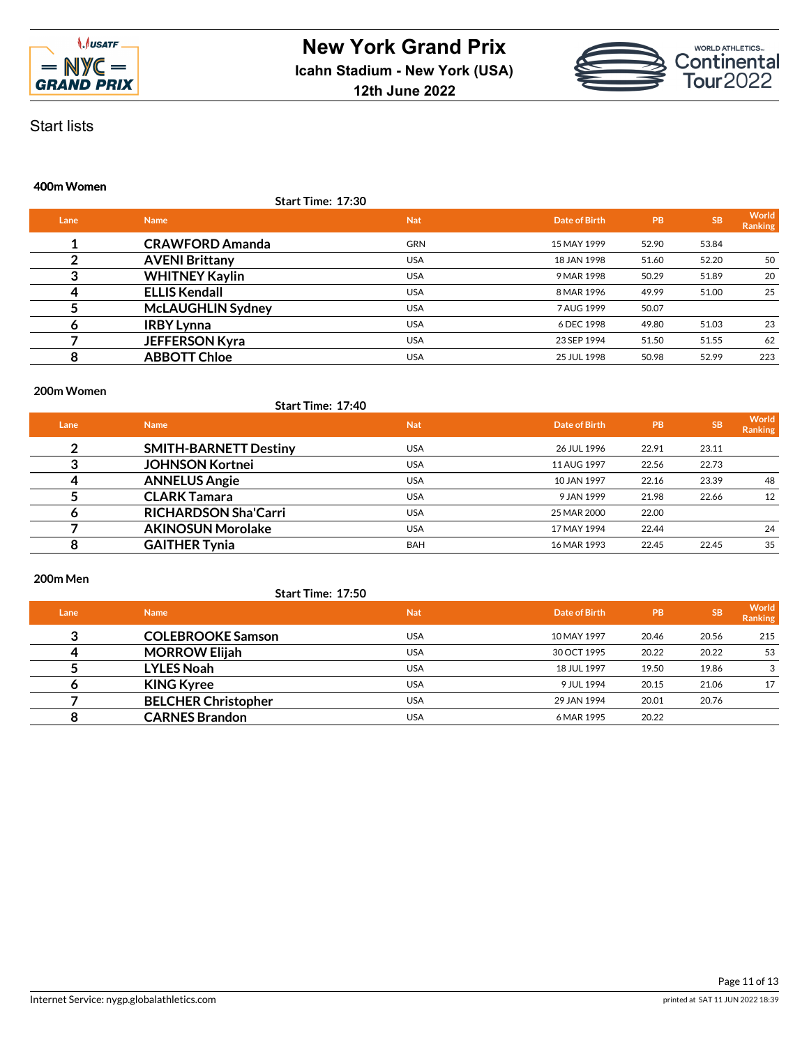# New York Grand Prix

**Icahn Stadium - New York (USA)**

**12th June 2022**

Start lists

### 400m Women

**Start Time: 17:30**

| Lane | Name | Nat | Date of Birth | PB | SB | World Ranking |
|---|---|---|---|---|---|---|
| 1 | CRAWFORD Amanda | GRN | 15 MAY 1999 | 52.90 | 53.84 | |
| 2 | AVENI Brittany | USA | 18 JAN 1998 | 51.60 | 52.20 | 50 |
| 3 | WHITNEY Kaylin | USA | 9 MAR 1998 | 50.29 | 51.89 | 20 |
| 4 | ELLIS Kendall | USA | 8 MAR 1996 | 49.99 | 51.00 | 25 |
| 5 | McLAUGHLIN Sydney | USA | 7 AUG 1999 | 50.07 | | |
| 6 | IRBY Lynna | USA | 6 DEC 1998 | 49.80 | 51.03 | 23 |
| 7 | JEFFERSON Kyra | USA | 23 SEP 1994 | 51.50 | 51.55 | 62 |
| 8 | ABBOTT Chloe | USA | 25 JUL 1998 | 50.98 | 52.99 | 223 |

### 200m Women

**Start Time: 17:40**

| Lane | Name | Nat | Date of Birth | PB | SB | World Ranking |
|---|---|---|---|---|---|---|
| 2 | SMITH-BARNETT Destiny | USA | 26 JUL 1996 | 22.91 | 23.11 | |
| 3 | JOHNSON Kortnei | USA | 11 AUG 1997 | 22.56 | 22.73 | |
| 4 | ANNELUS Angie | USA | 10 JAN 1997 | 22.16 | 23.39 | 48 |
| 5 | CLARK Tamara | USA | 9 JAN 1999 | 21.98 | 22.66 | 12 |
| 6 | RICHARDSON Sha'Carri | USA | 25 MAR 2000 | 22.00 | | |
| 7 | AKINOSUN Morolake | USA | 17 MAY 1994 | 22.44 | | 24 |
| 8 | GAITHER Tynia | BAH | 16 MAR 1993 | 22.45 | 22.45 | 35 |

### 200m Men

**Start Time: 17:50**

| Lane | Name | Nat | Date of Birth | PB | SB | World Ranking |
|---|---|---|---|---|---|---|
| 3 | COLEBROOKE Samson | USA | 10 MAY 1997 | 20.46 | 20.56 | 215 |
| 4 | MORROW Elijah | USA | 30 OCT 1995 | 20.22 | 20.22 | 53 |
| 5 | LYLES Noah | USA | 18 JUL 1997 | 19.50 | 19.86 | 3 |
| 6 | KING Kyree | USA | 9 JUL 1994 | 20.15 | 21.06 | 17 |
| 7 | BELCHER Christopher | USA | 29 JAN 1994 | 20.01 | 20.76 | |
| 8 | CARNES Brandon | USA | 6 MAR 1995 | 20.22 | | |

Internet Service: nygp.globalathletics.com

printed at SAT 11 JUN 2022 18:39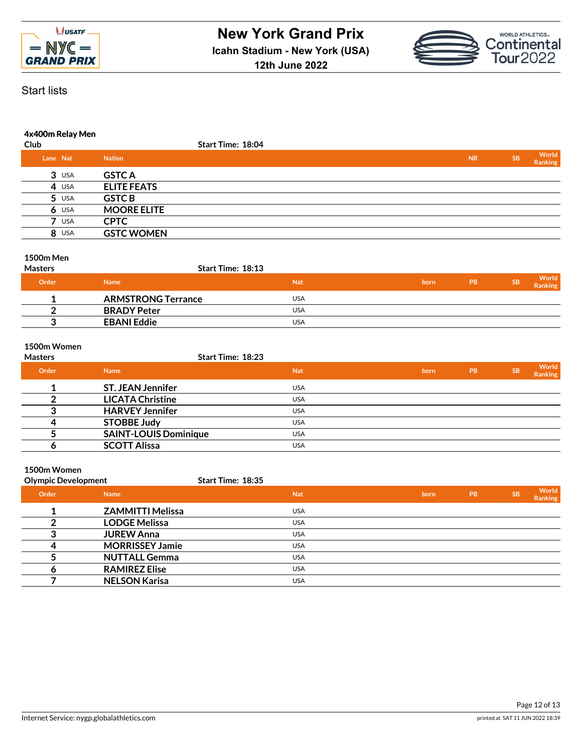Start lists

### 4x400m Relay Men

Club — Start Time: 18:04

| Lane | Nat | Nation | NR | SB | World Ranking |
|---|---|---|---|---|---|
| 3 | USA | **GSTC A** | | | |
| 4 | USA | **ELITE FEATS** | | | |
| 5 | USA | **GSTC B** | | | |
| 6 | USA | **MOORE ELITE** | | | |
| 7 | USA | **CPTC** | | | |
| 8 | USA | **GSTC WOMEN** | | | |

### 1500m Men

Masters — Start Time: 18:13

| Order | Name | Nat | born | PB | SB | World Ranking |
|---|---|---|---|---|---|---|
| 1 | **ARMSTRONG Terrance** | USA | | | | |
| 2 | **BRADY Peter** | USA | | | | |
| 3 | **EBANI Eddie** | USA | | | | |

### 1500m Women

Masters — Start Time: 18:23

| Order | Name | Nat | born | PB | SB | World Ranking |
|---|---|---|---|---|---|---|
| 1 | **ST. JEAN Jennifer** | USA | | | | |
| 2 | **LICATA Christine** | USA | | | | |
| 3 | **HARVEY Jennifer** | USA | | | | |
| 4 | **STOBBE Judy** | USA | | | | |
| 5 | **SAINT-LOUIS Dominique** | USA | | | | |
| 6 | **SCOTT Alissa** | USA | | | | |

### 1500m Women

Olympic Development — Start Time: 18:35

| Order | Name | Nat | born | PB | SB | World Ranking |
|---|---|---|---|---|---|---|
| 1 | **ZAMMITTI Melissa** | USA | | | | |
| 2 | **LODGE Melissa** | USA | | | | |
| 3 | **JUREW Anna** | USA | | | | |
| 4 | **MORRISSEY Jamie** | USA | | | | |
| 5 | **NUTTALL Gemma** | USA | | | | |
| 6 | **RAMIREZ Elise** | USA | | | | |
| 7 | **NELSON Karisa** | USA | | | | |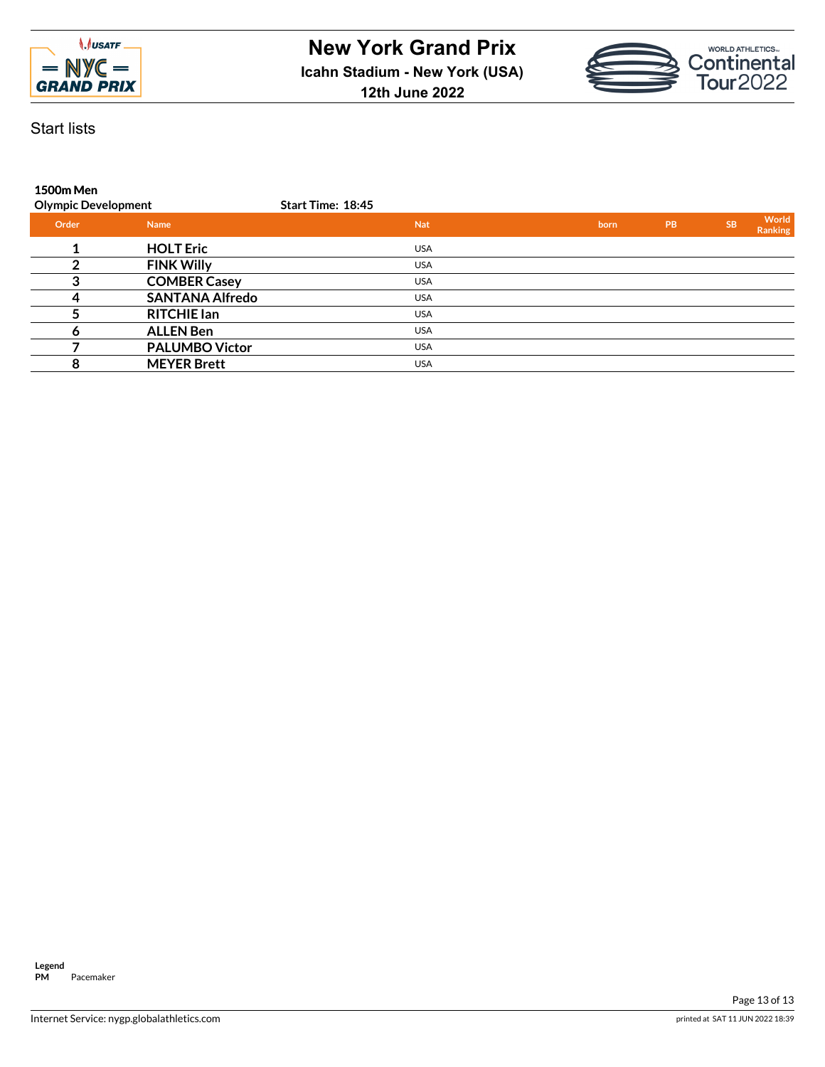# New York Grand Prix

**Icahn Stadium - New York (USA)**

**12th June 2022**

## Start lists

### 1500m Men

**Olympic Development** **Start Time: 18:45**

| Order | Name | Nat | born | PB | SB | World Ranking |
|---|---|---|---|---|---|---|
| 1 | **HOLT Eric** | USA | | | | |
| 2 | **FINK Willy** | USA | | | | |
| 3 | **COMBER Casey** | USA | | | | |
| 4 | **SANTANA Alfredo** | USA | | | | |
| 5 | **RITCHIE Ian** | USA | | | | |
| 6 | **ALLEN Ben** | USA | | | | |
| 7 | **PALUMBO Victor** | USA | | | | |
| 8 | **MEYER Brett** | USA | | | | |

**Legend**
**PM** Pacemaker

Internet Service: nygp.globalathletics.com

printed at SAT 11 JUN 2022 18:39